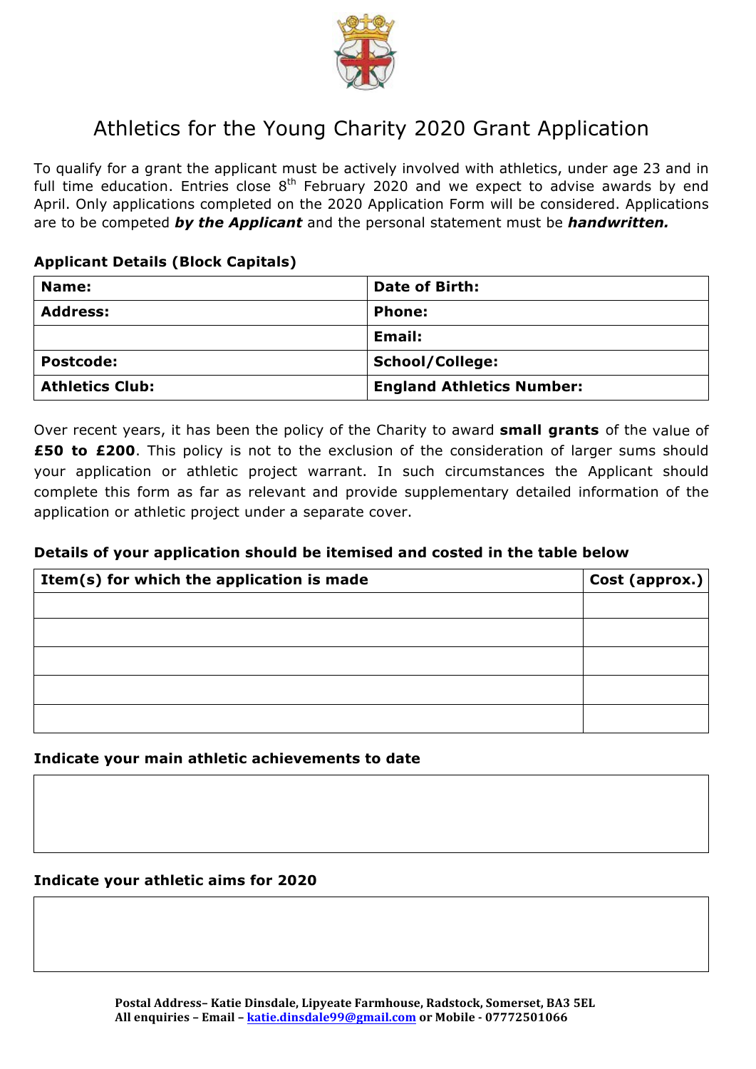# Athletics for the Young Charity 2020 Grant Application

To qualify for a grant the applicant must be actively involved with athletics, under age 23 and in full time education. Entries close 8th February 2020 and we expect to advise awards by end April. Only applications completed on the 2020 Application Form will be considered. Applications are to be competed ***by the Applicant*** and the personal statement must be ***handwritten.***

**Applicant Details (Block Capitals)**

| **Name:** | **Date of Birth:** |
|---|---|
| **Address:** | **Phone:** |
| | **Email:** |
| **Postcode:** | **School/College:** |
| **Athletics Club:** | **England Athletics Number:** |

Over recent years, it has been the policy of the Charity to award **small grants** of the value of **£50 to £200**. This policy is not to the exclusion of the consideration of larger sums should your application or athletic project warrant. In such circumstances the Applicant should complete this form as far as relevant and provide supplementary detailed information of the application or athletic project under a separate cover.

**Details of your application should be itemised and costed in the table below**

| Item(s) for which the application is made | Cost (approx.) |
|---|---|
| | |
| | |
| | |
| | |
| | |

**Indicate your main athletic achievements to date**

**Indicate your athletic aims for 2020**

**Postal Address– Katie Dinsdale, Lipyeate Farmhouse, Radstock, Somerset, BA3 5EL**
**All enquiries – Email – katie.dinsdale99@gmail.com or Mobile - 07772501066**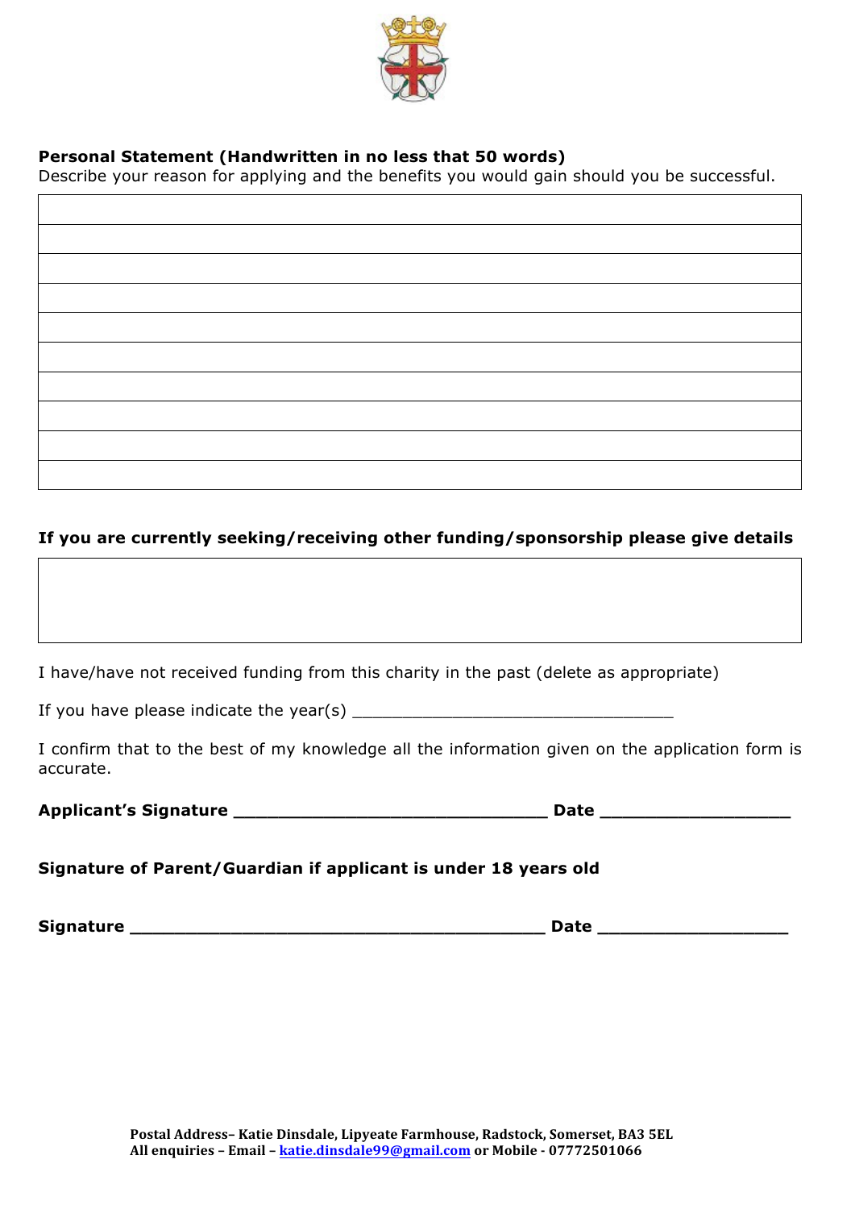**Personal Statement (Handwritten in no less that 50 words)**
Describe your reason for applying and the benefits you would gain should you be successful.

|  |
|---|
|  |
|  |
|  |
|  |
|  |
|  |
|  |
|  |
|  |

**If you are currently seeking/receiving other funding/sponsorship please give details**

|  |
|---|
|  |

I have/have not received funding from this charity in the past (delete as appropriate)

If you have please indicate the year(s) ________________________________

I confirm that to the best of my knowledge all the information given on the application form is accurate.

**Applicant's Signature ______________________________ Date __________________**

**Signature of Parent/Guardian if applicant is under 18 years old**

**Signature ________________________________________ Date __________________**

**Postal Address– Katie Dinsdale, Lipyeate Farmhouse, Radstock, Somerset, BA3 5EL**
**All enquiries – Email – katie.dinsdale99@gmail.com or Mobile - 07772501066**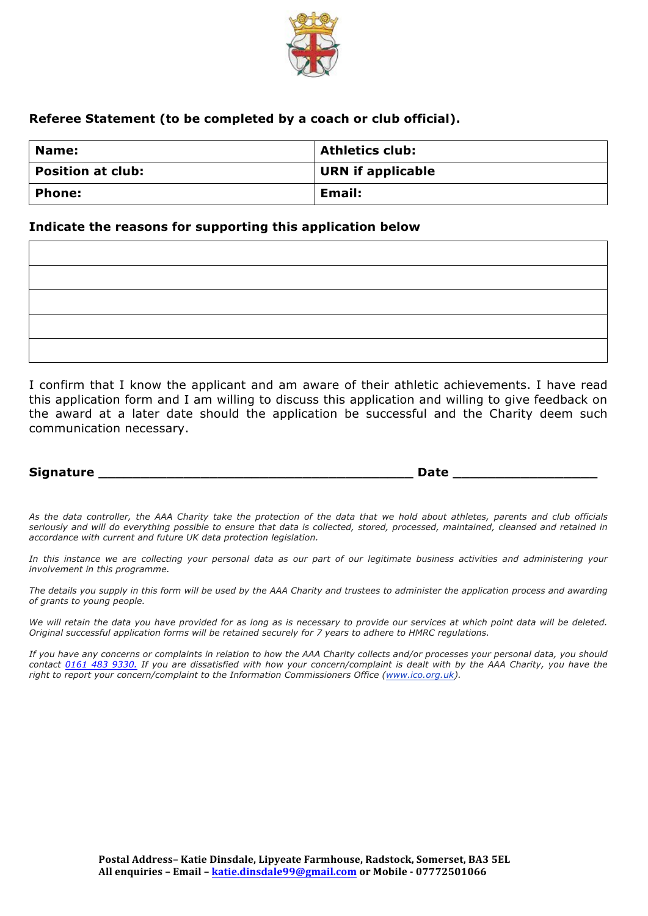**Referee Statement (to be completed by a coach or club official).**

| | |
|---|---|
| **Name:** | **Athletics club:** |
| **Position at club:** | **URN if applicable** |
| **Phone:** | **Email:** |

**Indicate the reasons for supporting this application below**

| |
|---|
| |
| |
| |
| |
| |

I confirm that I know the applicant and am aware of their athletic achievements. I have read this application form and I am willing to discuss this application and willing to give feedback on the award at a later date should the application be successful and the Charity deem such communication necessary.

**Signature ______________________________________ Date _________________**

*As the data controller, the AAA Charity take the protection of the data that we hold about athletes, parents and club officials seriously and will do everything possible to ensure that data is collected, stored, processed, maintained, cleansed and retained in accordance with current and future UK data protection legislation.*

*In this instance we are collecting your personal data as our part of our legitimate business activities and administering your involvement in this programme.*

*The details you supply in this form will be used by the AAA Charity and trustees to administer the application process and awarding of grants to young people.*

*We will retain the data you have provided for as long as is necessary to provide our services at which point data will be deleted. Original successful application forms will be retained securely for 7 years to adhere to HMRC regulations.*

*If you have any concerns or complaints in relation to how the AAA Charity collects and/or processes your personal data, you should contact 0161 483 9330. If you are dissatisfied with how your concern/complaint is dealt with by the AAA Charity, you have the right to report your concern/complaint to the Information Commissioners Office (www.ico.org.uk).*

**Postal Address– Katie Dinsdale, Lipyeate Farmhouse, Radstock, Somerset, BA3 5EL**
**All enquiries – Email – katie.dinsdale99@gmail.com or Mobile - 07772501066**